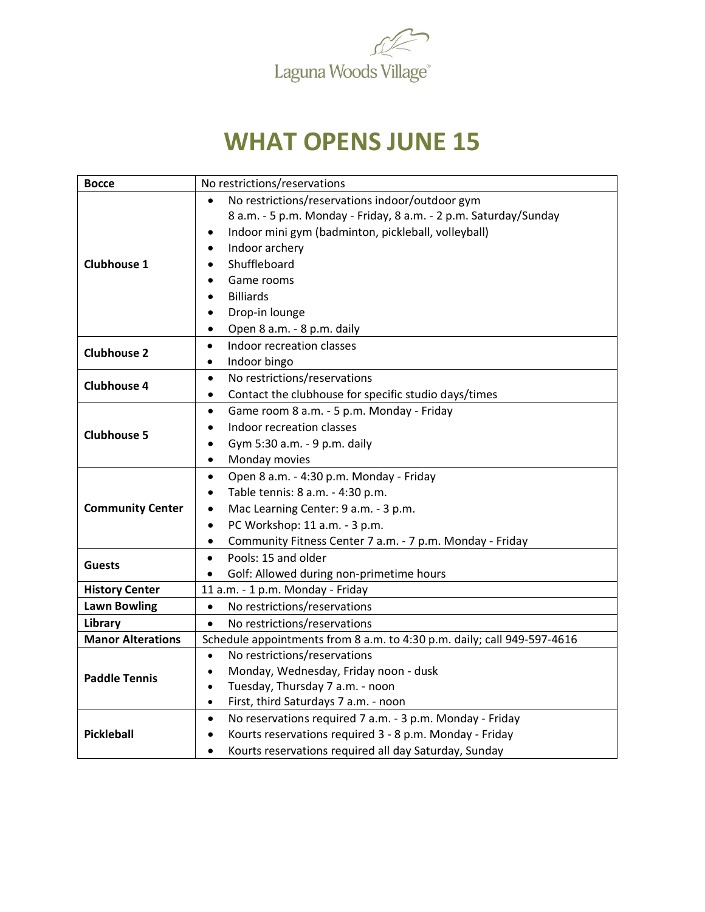Laguna Woods Village®

# WHAT OPENS JUNE 15

| | |
|---|---|
| **Bocce** | No restrictions/reservations |
| **Clubhouse 1** | • No restrictions/reservations indoor/outdoor gym 8 a.m. - 5 p.m. Monday - Friday, 8 a.m. - 2 p.m. Saturday/Sunday<br>• Indoor mini gym (badminton, pickleball, volleyball)<br>• Indoor archery<br>• Shuffleboard<br>• Game rooms<br>• Billiards<br>• Drop-in lounge<br>• Open 8 a.m. - 8 p.m. daily |
| **Clubhouse 2** | • Indoor recreation classes<br>• Indoor bingo |
| **Clubhouse 4** | • No restrictions/reservations<br>• Contact the clubhouse for specific studio days/times |
| **Clubhouse 5** | • Game room 8 a.m. - 5 p.m. Monday - Friday<br>• Indoor recreation classes<br>• Gym 5:30 a.m. - 9 p.m. daily<br>• Monday movies |
| **Community Center** | • Open 8 a.m. - 4:30 p.m. Monday - Friday<br>• Table tennis: 8 a.m. - 4:30 p.m.<br>• Mac Learning Center: 9 a.m. - 3 p.m.<br>• PC Workshop: 11 a.m. - 3 p.m.<br>• Community Fitness Center 7 a.m. - 7 p.m. Monday - Friday |
| **Guests** | • Pools: 15 and older<br>• Golf: Allowed during non-primetime hours |
| **History Center** | 11 a.m. - 1 p.m. Monday - Friday |
| **Lawn Bowling** | • No restrictions/reservations |
| **Library** | • No restrictions/reservations |
| **Manor Alterations** | Schedule appointments from 8 a.m. to 4:30 p.m. daily; call 949-597-4616 |
| **Paddle Tennis** | • No restrictions/reservations<br>• Monday, Wednesday, Friday noon - dusk<br>• Tuesday, Thursday 7 a.m. - noon<br>• First, third Saturdays 7 a.m. - noon |
| **Pickleball** | • No reservations required 7 a.m. - 3 p.m. Monday - Friday<br>• Kourts reservations required 3 - 8 p.m. Monday - Friday<br>• Kourts reservations required all day Saturday, Sunday |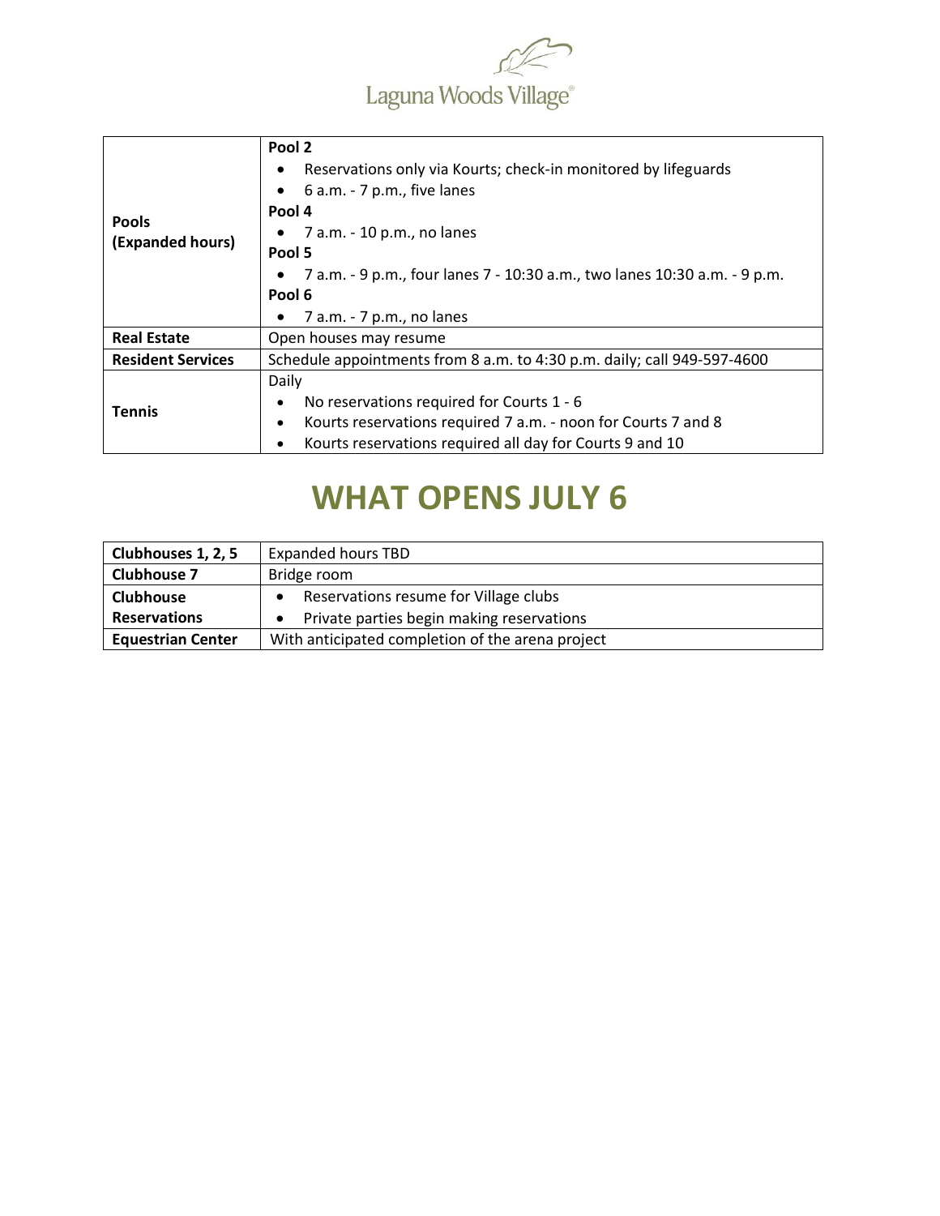| | |
|---|---|
| **Pools (Expanded hours)** | **Pool 2**<br>• Reservations only via Kourts; check-in monitored by lifeguards<br>• 6 a.m. - 7 p.m., five lanes<br>**Pool 4**<br>• 7 a.m. - 10 p.m., no lanes<br>**Pool 5**<br>• 7 a.m. - 9 p.m., four lanes 7 - 10:30 a.m., two lanes 10:30 a.m. - 9 p.m.<br>**Pool 6**<br>• 7 a.m. - 7 p.m., no lanes |
| **Real Estate** | Open houses may resume |
| **Resident Services** | Schedule appointments from 8 a.m. to 4:30 p.m. daily; call 949-597-4600 |
| **Tennis** | Daily<br>• No reservations required for Courts 1 - 6<br>• Kourts reservations required 7 a.m. - noon for Courts 7 and 8<br>• Kourts reservations required all day for Courts 9 and 10 |

# WHAT OPENS JULY 6

| | |
|---|---|
| **Clubhouses 1, 2, 5** | Expanded hours TBD |
| **Clubhouse 7** | Bridge room |
| **Clubhouse Reservations** | • Reservations resume for Village clubs<br>• Private parties begin making reservations |
| **Equestrian Center** | With anticipated completion of the arena project |